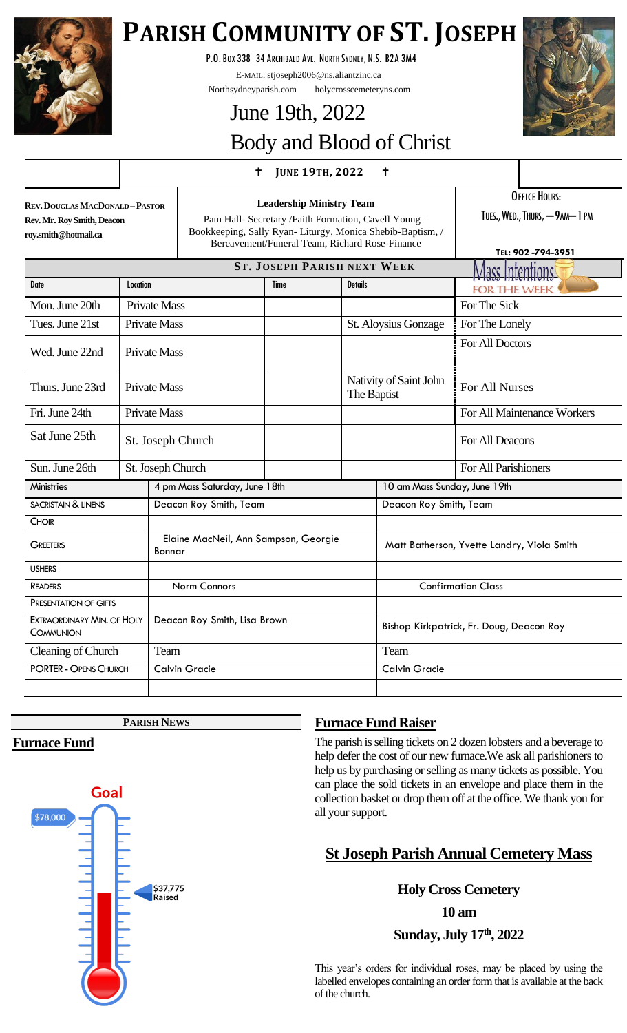# PARISH COMMUNITY OF ST. JOSEPH

P.O. Box 338 34 Archibald Ave. North Sydney, N.S. B2A 3M4

E-MAIL: stjoseph2006@ns.aliantzinc.ca

Northsydneyparish.com holycrosscemeteryns.com

## June 19th, 2022

## Body and Blood of Christ

✝ JUNE 19TH, 2022 ✝

**REV. DOUGLAS MACDONALD – PASTOR**
**Rev. Mr. Roy Smith, Deacon**
**roy.smith@hotmail.ca**

**Leadership Ministry Team**

Pam Hall- Secretary /Faith Formation, Cavell Young – Bookkeeping, Sally Ryan- Liturgy, Monica Shebib-Baptism, / Bereavement/Funeral Team, Richard Rose-Finance

OFFICE HOURS:
TUES., WED., THURS, — 9AM— 1 PM

TEL: 902 -794-3951

### ST. JOSEPH PARISH NEXT WEEK

| Date | Location | Time | Details | Mass Intentions For The Week |
|---|---|---|---|---|
| Mon. June 20th | Private Mass | | | For The Sick |
| Tues. June 21st | Private Mass | | St. Aloysius Gonzage | For The Lonely |
| Wed. June 22nd | Private Mass | | | For All Doctors |
| Thurs. June 23rd | Private Mass | | Nativity of Saint John The Baptist | For All Nurses |
| Fri. June 24th | Private Mass | | | For All Maintenance Workers |
| Sat June 25th | St. Joseph Church | | | For All Deacons |
| Sun. June 26th | St. Joseph Church | | | For All Parishioners |

| Ministries | 4 pm Mass Saturday, June 18th | 10 am Mass Sunday, June 19th |
|---|---|---|
| SACRISTAIN & LINENS | Deacon Roy Smith, Team | Deacon Roy Smith, Team |
| CHOIR | | |
| GREETERS | Elaine MacNeil, Ann Sampson, Georgie Bonnar | Matt Batherson, Yvette Landry, Viola Smith |
| USHERS | | |
| READERS | Norm Connors | Confirmation Class |
| PRESENTATION OF GIFTS | | |
| EXTRAORDINARY MIN. OF HOLY COMMUNION | Deacon Roy Smith, Lisa Brown | Bishop Kirkpatrick, Fr. Doug, Deacon Roy |
| Cleaning of Church | Team | Team |
| PORTER - OPENS CHURCH | Calvin Gracie | Calvin Gracie |

**PARISH NEWS**

## Furnace Fund

Goal: $78,000

$37,775 Raised

## Furnace Fund Raiser

The parish is selling tickets on 2 dozen lobsters and a beverage to help defer the cost of our new furnace.We ask all parishioners to help us by purchasing or selling as many tickets as possible. You can place the sold tickets in an envelope and place them in the collection basket or drop them off at the office. We thank you for all your support.

## St Joseph Parish Annual Cemetery Mass

**Holy Cross Cemetery**

**10 am**

**Sunday, July 17th, 2022**

This year's orders for individual roses, may be placed by using the labelled envelopes containing an order form that is available at the back of the church.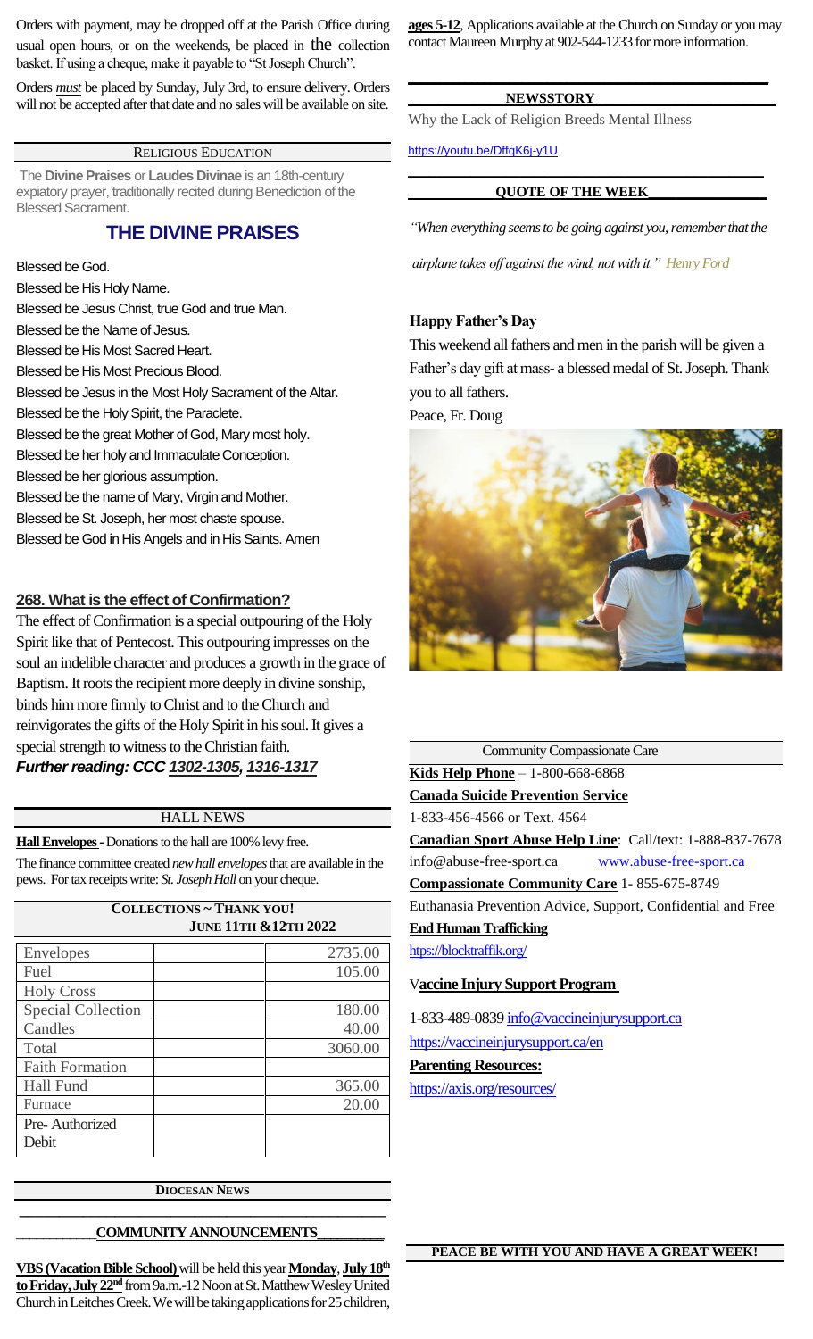Orders with payment, may be dropped off at the Parish Office during usual open hours, or on the weekends, be placed in the collection basket. If using a cheque, make it payable to "St Joseph Church".

Orders *must* be placed by Sunday, July 3rd, to ensure delivery. Orders will not be accepted after that date and no sales will be available on site.

## RELIGIOUS EDUCATION

The **Divine Praises** or **Laudes Divinae** is an 18th-century expiatory prayer, traditionally recited during Benediction of the Blessed Sacrament.

## THE DIVINE PRAISES

Blessed be God.
Blessed be His Holy Name.
Blessed be Jesus Christ, true God and true Man.
Blessed be the Name of Jesus.
Blessed be His Most Sacred Heart.
Blessed be His Most Precious Blood.
Blessed be Jesus in the Most Holy Sacrament of the Altar.
Blessed be the Holy Spirit, the Paraclete.
Blessed be the great Mother of God, Mary most holy.
Blessed be her holy and Immaculate Conception.
Blessed be her glorious assumption.
Blessed be the name of Mary, Virgin and Mother.
Blessed be St. Joseph, her most chaste spouse.
Blessed be God in His Angels and in His Saints. Amen

### 268. What is the effect of Confirmation?

The effect of Confirmation is a special outpouring of the Holy Spirit like that of Pentecost. This outpouring impresses on the soul an indelible character and produces a growth in the grace of Baptism. It roots the recipient more deeply in divine sonship, binds him more firmly to Christ and to the Church and reinvigorates the gifts of the Holy Spirit in his soul. It gives a special strength to witness to the Christian faith.

***Further reading: CCC 1302-1305, 1316-1317***

## HALL NEWS

**Hall Envelopes** - Donations to the hall are 100% levy free.

The finance committee created *new hall envelopes* that are available in the pews. For tax receipts write: *St. Joseph Hall* on your cheque.

**COLLECTIONS ~ THANK YOU!**
**JUNE 11TH &12TH 2022**

| | | |
|---|---|---|
| Envelopes | | 2735.00 |
| Fuel | | 105.00 |
| Holy Cross | | |
| Special Collection | | 180.00 |
| Candles | | 40.00 |
| Total | | 3060.00 |
| Faith Formation | | |
| Hall Fund | | 365.00 |
| Furnace | | 20.00 |
| Pre- Authorized Debit | | |

## DIOCESAN NEWS

## COMMUNITY ANNOUNCEMENTS

**VBS (Vacation Bible School)** will be held this year **Monday**, **July 18th to Friday, July 22nd** from 9a.m.-12 Noon at St. Matthew Wesley United Church in Leitches Creek. We will be taking applications for 25 children, **ages 5-12**, Applications available at the Church on Sunday or you may contact Maureen Murphy at 902-544-1233 for more information.

## NEWSSTORY

Why the Lack of Religion Breeds Mental Illness

https://youtu.be/DffqK6j-y1U

## QUOTE OF THE WEEK

*"When everything seems to be going against you, remember that the airplane takes off against the wind, not with it." Henry Ford*

**Happy Father's Day**

This weekend all fathers and men in the parish will be given a Father's day gift at mass- a blessed medal of St. Joseph. Thank you to all fathers.

Peace, Fr. Doug

Community Compassionate Care

**Kids Help Phone** – 1-800-668-6868

**Canada Suicide Prevention Service**

1-833-456-4566 or Text. 4564

**Canadian Sport Abuse Help Line**: Call/text: 1-888-837-7678

info@abuse-free-sport.ca www.abuse-free-sport.ca

**Compassionate Community Care** 1- 855-675-8749

Euthanasia Prevention Advice, Support, Confidential and Free

**End Human Trafficking**

htps://blocktraffik.org/

**Vaccine Injury Support Program**

1-833-489-0839 info@vaccineinjurysupport.ca

https://vaccineinjurysupport.ca/en

**Parenting Resources:**

https://axis.org/resources/

**PEACE BE WITH YOU AND HAVE A GREAT WEEK!**